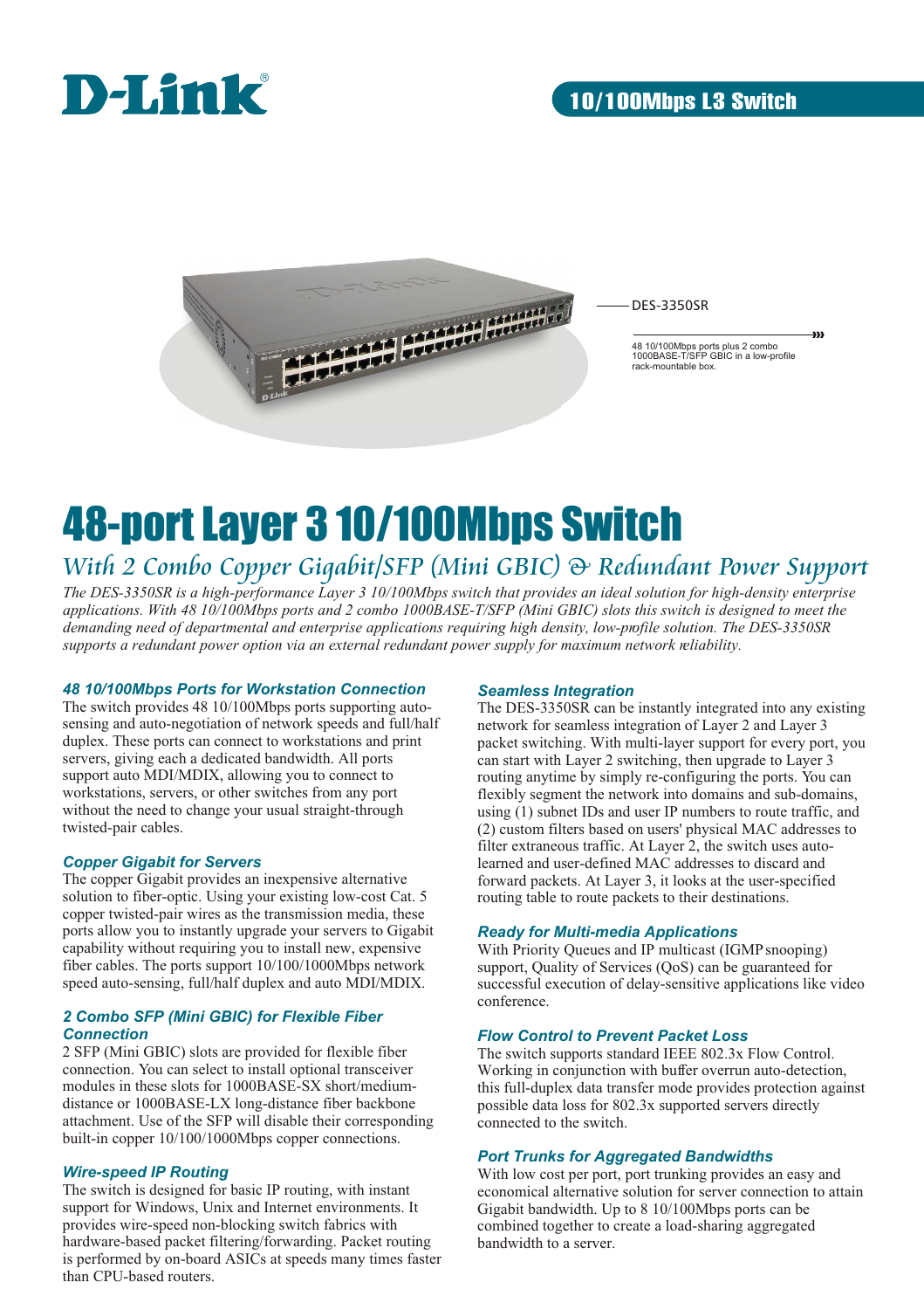D-Link

10/100Mbps L3 Switch

DES-3350SR

48 10/100Mbps ports plus 2 combo 1000BASE-T/SFP GBIC in a low-profile rack-mountable box.

# 48-port Layer 3 10/100Mbps Switch

## With 2 Combo Copper Gigabit/SFP (Mini GBIC) & Redundant Power Support

*The DES-3350SR is a high-performance Layer 3 10/100Mbps switch that provides an ideal solution for high-density enterprise applications. With 48 10/100Mbps ports and 2 combo 1000BASE-T/SFP (Mini GBIC) slots this switch is designed to meet the demanding need of departmental and enterprise applications requiring high density, low-profile solution. The DES-3350SR supports a redundant power option via an external redundant power supply for maximum network reliability.*

### 48 10/100Mbps Ports for Workstation Connection

The switch provides 48 10/100Mbps ports supporting auto-sensing and auto-negotiation of network speeds and full/half duplex. These ports can connect to workstations and print servers, giving each a dedicated bandwidth. All ports support auto MDI/MDIX, allowing you to connect to workstations, servers, or other switches from any port without the need to change your usual straight-through twisted-pair cables.

### Copper Gigabit for Servers

The copper Gigabit provides an inexpensive alternative solution to fiber-optic. Using your existing low-cost Cat. 5 copper twisted-pair wires as the transmission media, these ports allow you to instantly upgrade your servers to Gigabit capability without requiring you to install new, expensive fiber cables. The ports support 10/100/1000Mbps network speed auto-sensing, full/half duplex and auto MDI/MDIX.

### 2 Combo SFP (Mini GBIC) for Flexible Fiber Connection

2 SFP (Mini GBIC) slots are provided for flexible fiber connection. You can select to install optional transceiver modules in these slots for 1000BASE-SX short/medium-distance or 1000BASE-LX long-distance fiber backbone attachment. Use of the SFP will disable their corresponding built-in copper 10/100/1000Mbps copper connections.

### Wire-speed IP Routing

The switch is designed for basic IP routing, with instant support for Windows, Unix and Internet environments. It provides wire-speed non-blocking switch fabrics with hardware-based packet filtering/forwarding. Packet routing is performed by on-board ASICs at speeds many times faster than CPU-based routers.

### Seamless Integration

The DES-3350SR can be instantly integrated into any existing network for seamless integration of Layer 2 and Layer 3 packet switching. With multi-layer support for every port, you can start with Layer 2 switching, then upgrade to Layer 3 routing anytime by simply re-configuring the ports. You can flexibly segment the network into domains and sub-domains, using (1) subnet IDs and user IP numbers to route traffic, and (2) custom filters based on users' physical MAC addresses to filter extraneous traffic. At Layer 2, the switch uses auto-learned and user-defined MAC addresses to discard and forward packets. At Layer 3, it looks at the user-specified routing table to route packets to their destinations.

### Ready for Multi-media Applications

With Priority Queues and IP multicast (IGMP snooping) support, Quality of Services (QoS) can be guaranteed for successful execution of delay-sensitive applications like video conference.

### Flow Control to Prevent Packet Loss

The switch supports standard IEEE 802.3x Flow Control. Working in conjunction with buffer overrun auto-detection, this full-duplex data transfer mode provides protection against possible data loss for 802.3x supported servers directly connected to the switch.

### Port Trunks for Aggregated Bandwidths

With low cost per port, port trunking provides an easy and economical alternative solution for server connection to attain Gigabit bandwidth. Up to 8 10/100Mbps ports can be combined together to create a load-sharing aggregated bandwidth to a server.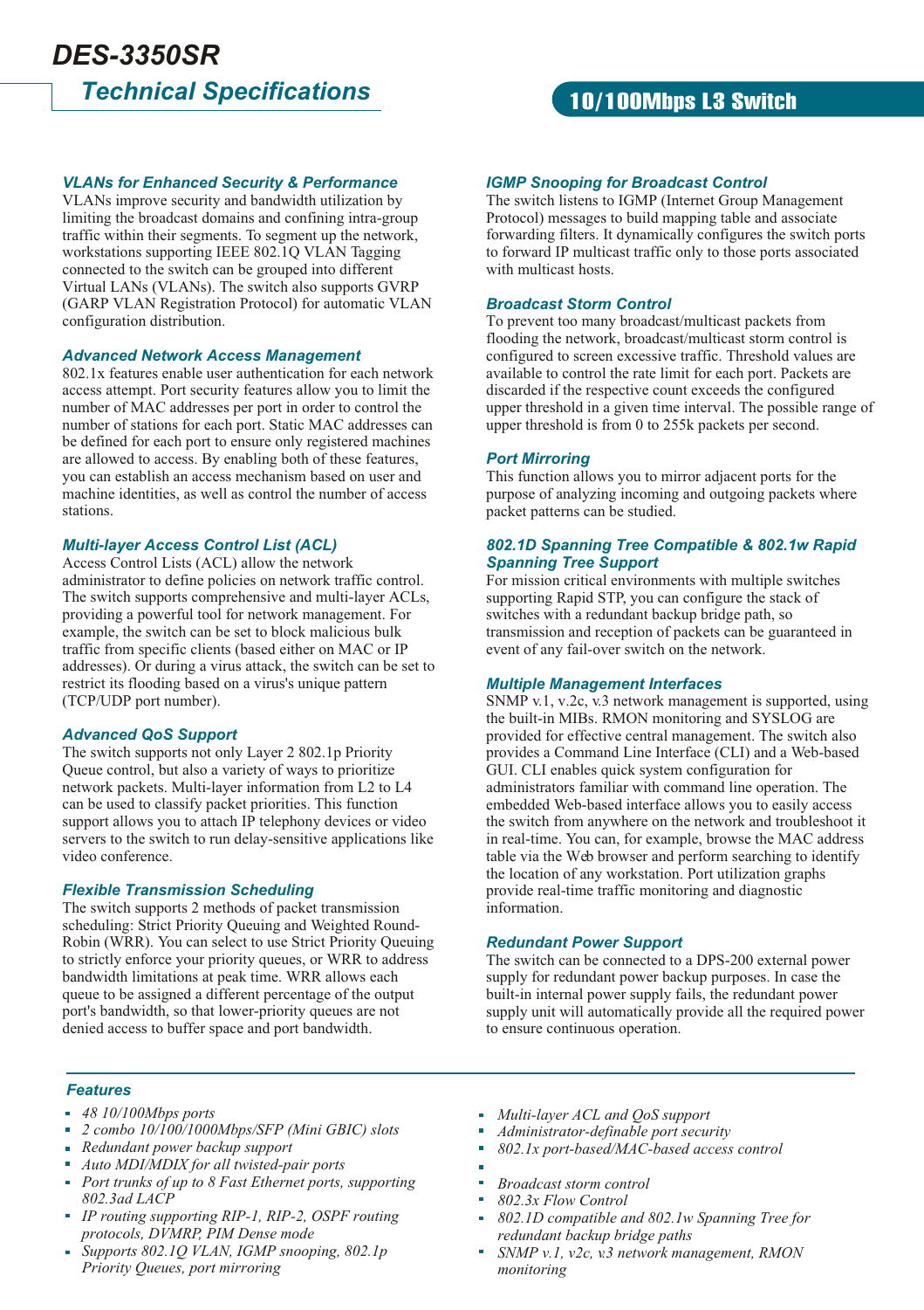# DES-3350SR

## Technical Specifications

**10/100Mbps L3 Switch**

### VLANs for Enhanced Security & Performance

VLANs improve security and bandwidth utilization by limiting the broadcast domains and confining intra-group traffic within their segments. To segment up the network, workstations supporting IEEE 802.1Q VLAN Tagging connected to the switch can be grouped into different Virtual LANs (VLANs). The switch also supports GVRP (GARP VLAN Registration Protocol) for automatic VLAN configuration distribution.

### Advanced Network Access Management

802.1x features enable user authentication for each network access attempt. Port security features allow you to limit the number of MAC addresses per port in order to control the number of stations for each port. Static MAC addresses can be defined for each port to ensure only registered machines are allowed to access. By enabling both of these features, you can establish an access mechanism based on user and machine identities, as well as control the number of access stations.

### Multi-layer Access Control List (ACL)

Access Control Lists (ACL) allow the network administrator to define policies on network traffic control. The switch supports comprehensive and multi-layer ACLs, providing a powerful tool for network management. For example, the switch can be set to block malicious bulk traffic from specific clients (based either on MAC or IP addresses). Or during a virus attack, the switch can be set to restrict its flooding based on a virus's unique pattern (TCP/UDP port number).

### Advanced QoS Support

The switch supports not only Layer 2 802.1p Priority Queue control, but also a variety of ways to prioritize network packets. Multi-layer information from L2 to L4 can be used to classify packet priorities. This function support allows you to attach IP telephony devices or video servers to the switch to run delay-sensitive applications like video conference.

### Flexible Transmission Scheduling

The switch supports 2 methods of packet transmission scheduling: Strict Priority Queuing and Weighted Round-Robin (WRR). You can select to use Strict Priority Queuing to strictly enforce your priority queues, or WRR to address bandwidth limitations at peak time. WRR allows each queue to be assigned a different percentage of the output port's bandwidth, so that lower-priority queues are not denied access to buffer space and port bandwidth.

### IGMP Snooping for Broadcast Control

The switch listens to IGMP (Internet Group Management Protocol) messages to build mapping table and associate forwarding filters. It dynamically configures the switch ports to forward IP multicast traffic only to those ports associated with multicast hosts.

### Broadcast Storm Control

To prevent too many broadcast/multicast packets from flooding the network, broadcast/multicast storm control is configured to screen excessive traffic. Threshold values are available to control the rate limit for each port. Packets are discarded if the respective count exceeds the configured upper threshold in a given time interval. The possible range of upper threshold is from 0 to 255k packets per second.

### Port Mirroring

This function allows you to mirror adjacent ports for the purpose of analyzing incoming and outgoing packets where packet patterns can be studied.

### 802.1D Spanning Tree Compatible & 802.1w Rapid Spanning Tree Support

For mission critical environments with multiple switches supporting Rapid STP, you can configure the stack of switches with a redundant backup bridge path, so transmission and reception of packets can be guaranteed in event of any fail-over switch on the network.

### Multiple Management Interfaces

SNMP v.1, v.2c, v.3 network management is supported, using the built-in MIBs. RMON monitoring and SYSLOG are provided for effective central management. The switch also provides a Command Line Interface (CLI) and a Web-based GUI. CLI enables quick system configuration for administrators familiar with command line operation. The embedded Web-based interface allows you to easily access the switch from anywhere on the network and troubleshoot it in real-time. You can, for example, browse the MAC address table via the Web browser and perform searching to identify the location of any workstation. Port utilization graphs provide real-time traffic monitoring and diagnostic information.

### Redundant Power Support

The switch can be connected to a DPS-200 external power supply for redundant power backup purposes. In case the built-in internal power supply fails, the redundant power supply unit will automatically provide all the required power to ensure continuous operation.

### Features

- *48 10/100Mbps ports*
- *2 combo 10/100/1000Mbps/SFP (Mini GBIC) slots*
- *Redundant power backup support*
- *Auto MDI/MDIX for all twisted-pair ports*
- *Port trunks of up to 8 Fast Ethernet ports, supporting 802.3ad LACP*
- *IP routing supporting RIP-1, RIP-2, OSPF routing protocols, DVMRP, PIM Dense mode*
- *Supports 802.1Q VLAN, IGMP snooping, 802.1p Priority Queues, port mirroring*
- *Multi-layer ACL and QoS support*
- *Administrator-definable port security*
- *802.1x port-based/MAC-based access control*
- 
- *Broadcast storm control*
- *802.3x Flow Control*
- *802.1D compatible and 802.1w Spanning Tree for redundant backup bridge paths*
- *SNMP v.1, v2c, v.3 network management, RMON monitoring*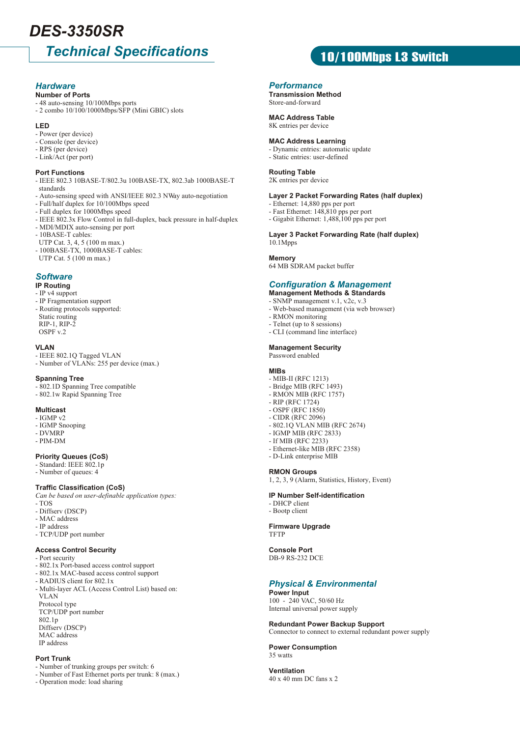# DES-3350SR

## Technical Specifications

**10/100Mbps L3 Switch**

### Hardware

**Number of Ports**
- 48 auto-sensing 10/100Mbps ports
- 2 combo 10/100/1000Mbps/SFP (Mini GBIC) slots

**LED**
- Power (per device)
- Console (per device)
- RPS (per device)
- Link/Act (per port)

**Port Functions**
- IEEE 802.3 10BASE-T/802.3u 100BASE-TX, 802.3ab 1000BASE-T standards
- Auto-sensing speed with ANSI/IEEE 802.3 NWay auto-negotiation
- Full/half duplex for 10/100Mbps speed
- Full duplex for 1000Mbps speed
- IEEE 802.3x Flow Control in full-duplex, back pressure in half-duplex
- MDI/MDIX auto-sensing per port
- 10BASE-T cables:
  UTP Cat. 3, 4, 5 (100 m max.)
- 100BASE-TX, 1000BASE-T cables:
  UTP Cat. 5 (100 m max.)

### Software

**IP Routing**
- IP v4 support
- IP Fragmentation support
- Routing protocols supported:
  Static routing
  RIP-1, RIP-2
  OSPF v.2

**VLAN**
- IEEE 802.1Q Tagged VLAN
- Number of VLANs: 255 per device (max.)

**Spanning Tree**
- 802.1D Spanning Tree compatible
- 802.1w Rapid Spanning Tree

**Multicast**
- IGMP v2
- IGMP Snooping
- DVMRP
- PIM-DM

**Priority Queues (CoS)**
- Standard: IEEE 802.1p
- Number of queues: 4

**Traffic Classification (CoS)**
*Can be based on user-definable application types:*
- TOS
- Diffserv (DSCP)
- MAC address
- IP address
- TCP/UDP port number

**Access Control Security**
- Port security
- 802.1x Port-based access control support
- 802.1x MAC-based access control support
- RADIUS client for 802.1x
- Multi-layer ACL (Access Control List) based on:
  VLAN
  Protocol type
  TCP/UDP port number
  802.1p
  Diffserv (DSCP)
  MAC address
  IP address

**Port Trunk**
- Number of trunking groups per switch: 6
- Number of Fast Ethernet ports per trunk: 8 (max.)
- Operation mode: load sharing

### Performance

**Transmission Method**
Store-and-forward

**MAC Address Table**
8K entries per device

**MAC Address Learning**
- Dynamic entries: automatic update
- Static entries: user-defined

**Routing Table**
2K entries per device

**Layer 2 Packet Forwarding Rates (half duplex)**
- Ethernet: 14,880 pps per port
- Fast Ethernet: 148,810 pps per port
- Gigabit Ethernet: 1,488,100 pps per port

**Layer 3 Packet Forwarding Rate (half duplex)**
10.1Mpps

**Memory**
64 MB SDRAM packet buffer

### Configuration & Management

**Management Methods & Standards**
- SNMP management v.1, v.2c, v.3
- Web-based management (via web browser)
- RMON monitoring
- Telnet (up to 8 sessions)
- CLI (command line interface)

**Management Security**
Password enabled

**MIBs**
- MIB-II (RFC 1213)
- Bridge MIB (RFC 1493)
- RMON MIB (RFC 1757)
- RIP (RFC 1724)
- OSPF (RFC 1850)
- CIDR (RFC 2096)
- 802.1Q VLAN MIB (RFC 2674)
- IGMP MIB (RFC 2833)
- If MIB (RFC 2233)
- Ethernet-like MIB (RFC 2358)
- D-Link enterprise MIB

**RMON Groups**
1, 2, 3, 9 (Alarm, Statistics, History, Event)

**IP Number Self-identification**
- DHCP client
- Bootp client

**Firmware Upgrade**
TFTP

**Console Port**
DB-9 RS-232 DCE

### Physical & Environmental

**Power Input**
100 - 240 VAC, 50/60 Hz
Internal universal power supply

**Redundant Power Backup Support**
Connector to connect to external redundant power supply

**Power Consumption**
35 watts

**Ventilation**
40 x 40 mm DC fans x 2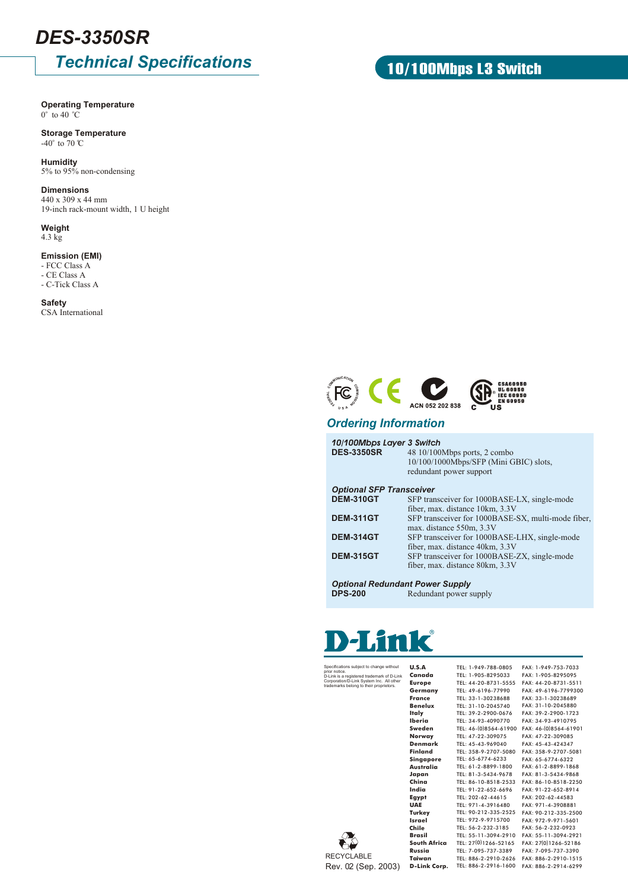# DES-3350SR

## Technical Specifications

## 10/100Mbps L3 Switch

**Operating Temperature**
0° to 40 ℃

**Storage Temperature**
-40° to 70 ℃

**Humidity**
5% to 95% non-condensing

**Dimensions**
440 x 309 x 44 mm
19-inch rack-mount width, 1 U height

**Weight**
4.3 kg

**Emission (EMI)**
- FCC Class A
- CE Class A
- C-Tick Class A

**Safety**
CSA International

ACN 052 202 838

CSA60950
UL 60950
IEC 60950
EN 60950

C US

## Ordering Information

***10/100Mbps Layer 3 Switch***

| | |
|---|---|
| **DES-3350SR** | 48 10/100Mbps ports, 2 combo 10/100/1000Mbps/SFP (Mini GBIC) slots, redundant power support |

***Optional SFP Transceiver***

| | |
|---|---|
| **DEM-310GT** | SFP transceiver for 1000BASE-LX, single-mode fiber, max. distance 10km, 3.3V |
| **DEM-311GT** | SFP transceiver for 1000BASE-SX, multi-mode fiber, max. distance 550m, 3.3V |
| **DEM-314GT** | SFP transceiver for 1000BASE-LHX, single-mode fiber, max. distance 40km, 3.3V |
| **DEM-315GT** | SFP transceiver for 1000BASE-ZX, single-mode fiber, max. distance 80km, 3.3V |

***Optional Redundant Power Supply***

| | |
|---|---|
| **DPS-200** | Redundant power supply |

D-Link®

Specifications subject to change without prior notice.
D-Link is a registered trademark of D-Link Corporation/D-Link System Inc. All other trademarks belong to their proprietors.

| | | |
|---|---|---|
| **U.S.A** | TEL: 1-949-788-0805 | FAX: 1-949-753-7033 |
| **Canada** | TEL: 1-905-8295033 | FAX: 1-905-8295095 |
| **Europe** | TEL: 44-20-8731-5555 | FAX: 44-20-8731-5511 |
| **Germany** | TEL: 49-6196-77990 | FAX: 49-6196-7799300 |
| **France** | TEL: 33-1-30238688 | FAX: 33-1-30238689 |
| **Benelux** | TEL: 31-10-2045740 | FAX: 31-10-2045880 |
| **Italy** | TEL: 39-2-2900-0676 | FAX: 39-2-2900-1723 |
| **Iberia** | TEL: 34-93-4090770 | FAX: 34-93-4910795 |
| **Sweden** | TEL: 46-(0)8564-61900 | FAX: 46-(0)8564-61901 |
| **Norway** | TEL: 47-22-309075 | FAX: 47-22-309085 |
| **Denmark** | TEL: 45-43-969040 | FAX: 45-43-424347 |
| **Finland** | TEL: 358-9-2707-5080 | FAX: 358-9-2707-5081 |
| **Singapore** | TEL: 65-6774-6233 | FAX: 65-6774-6322 |
| **Australia** | TEL: 61-2-8899-1800 | FAX: 61-2-8899-1868 |
| **Japan** | TEL: 81-3-5434-9678 | FAX: 81-3-5434-9868 |
| **China** | TEL: 86-10-8518-2533 | FAX: 86-10-8518-2250 |
| **India** | TEL: 91-22-652-6696 | FAX: 91-22-652-8914 |
| **Egypt** | TEL: 202-62-44615 | FAX: 202-62-44583 |
| **UAE** | TEL: 971-4-3916480 | FAX: 971-4-3908881 |
| **Turkey** | TEL: 90-212-335-2525 | FAX: 90-212-335-2500 |
| **Israel** | TEL: 972-9-9715700 | FAX: 972-9-971-5601 |
| **Chile** | TEL: 56-2-232-3185 | FAX: 56-2-232-0923 |
| **Brasil** | TEL: 55-11-3094-2910 | FAX: 55-11-3094-2921 |
| **South Africa** | TEL: 27(0)1266-52165 | FAX: 27(0)1266-52186 |
| **Russia** | TEL: 7-095-737-3389 | FAX: 7-095-737-3390 |
| **Taiwan** | TEL: 886-2-2910-2626 | FAX: 886-2-2910-1515 |
| **D-Link Corp.** | TEL: 886-2-2916-1600 | FAX: 886-2-2914-6299 |

RECYCLABLE

Rev. 02 (Sep. 2003)